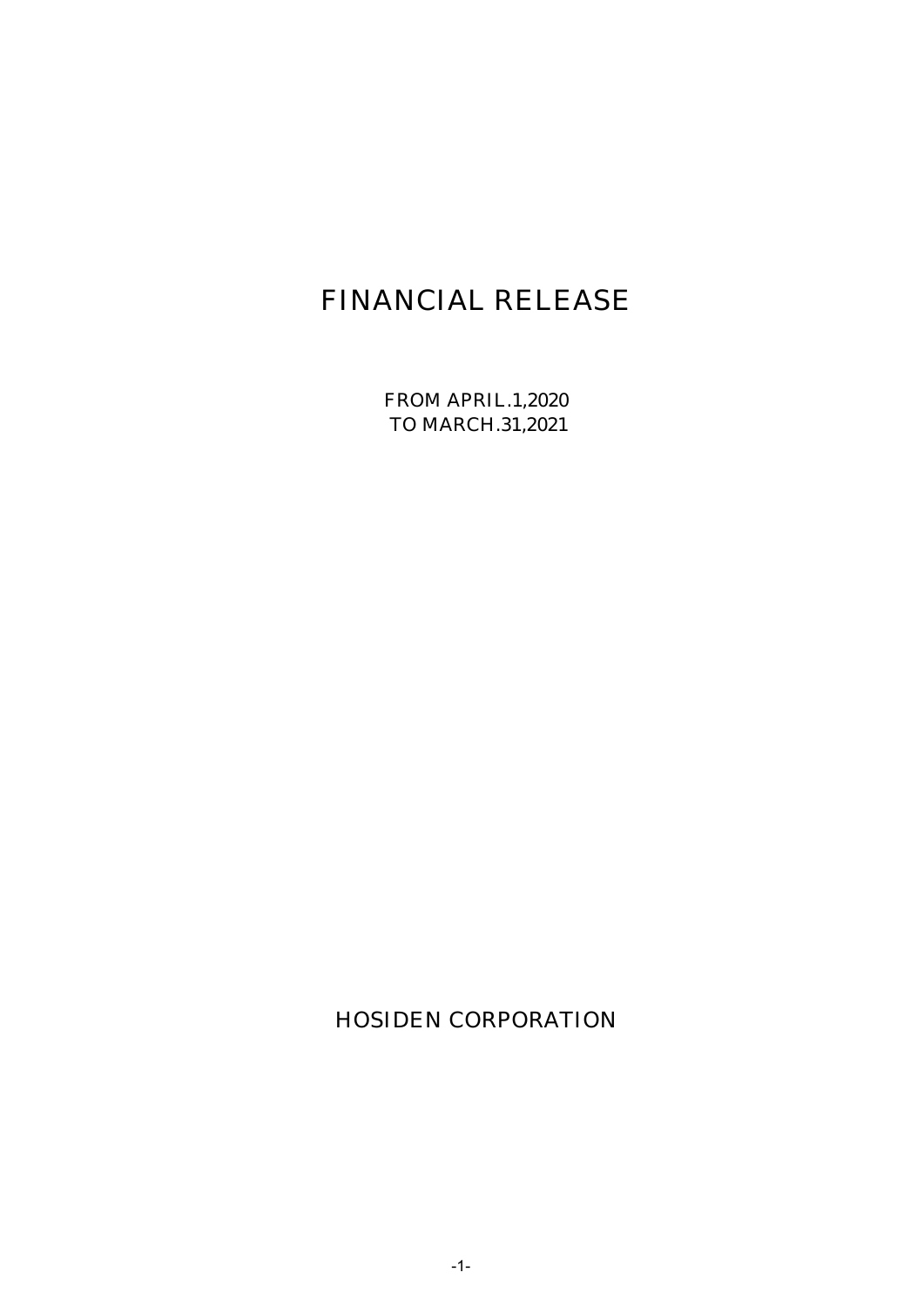# FINANCIAL RELEASE

FROM APRIL.1,2020
TO MARCH.31,2021

HOSIDEN CORPORATION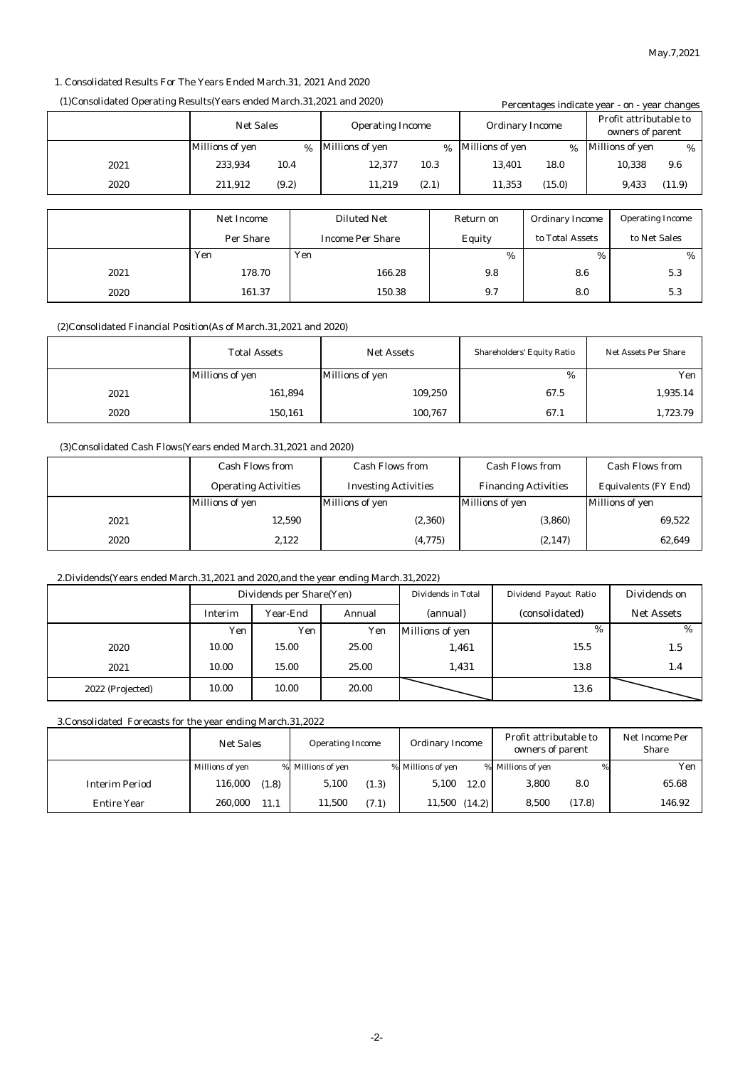May.7,2021

## 1. Consolidated Results For The Years Ended March.31, 2021 And 2020

### (1)Consolidated Operating Results(Years ended March.31,2021 and 2020)

Percentages indicate year - on - year changes

| | Net Sales | | Operating Income | | Ordinary Income | | Profit attributable to owners of parent | |
|---|---|---|---|---|---|---|---|---|
| | Millions of yen | % | Millions of yen | % | Millions of yen | % | Millions of yen | % |
| 2021 | 233,934 | 10.4 | 12,377 | 10.3 | 13,401 | 18.0 | 10,338 | 9.6 |
| 2020 | 211,912 | (9.2) | 11,219 | (2.1) | 11,353 | (15.0) | 9,433 | (11.9) |

| | Net Income Per Share | Diluted Net Income Per Share | Return on Equity | Ordinary Income to Total Assets | Operating Income to Net Sales |
|---|---|---|---|---|---|
| | Yen | Yen | % | % | % |
| 2021 | 178.70 | 166.28 | 9.8 | 8.6 | 5.3 |
| 2020 | 161.37 | 150.38 | 9.7 | 8.0 | 5.3 |

### (2)Consolidated Financial Position(As of March.31,2021 and 2020)

| | Total Assets | Net Assets | Shareholders' Equity Ratio | Net Assets Per Share |
|---|---|---|---|---|
| | Millions of yen | Millions of yen | % | Yen |
| 2021 | 161,894 | 109,250 | 67.5 | 1,935.14 |
| 2020 | 150,161 | 100,767 | 67.1 | 1,723.79 |

### (3)Consolidated Cash Flows(Years ended March.31,2021 and 2020)

| | Cash Flows from Operating Activities | Cash Flows from Investing Activities | Cash Flows from Financing Activities | Cash Flows from Equivalents (FY End) |
|---|---|---|---|---|
| | Millions of yen | Millions of yen | Millions of yen | Millions of yen |
| 2021 | 12,590 | (2,360) | (3,860) | 69,522 |
| 2020 | 2,122 | (4,775) | (2,147) | 62,649 |

## 2.Dividends(Years ended March.31,2021 and 2020,and the year ending March.31,2022)

| | Dividends per Share(Yen) | | | Dividends in Total (annual) | Dividend Payout Ratio (consolidated) | Dividends on Net Assets |
|---|---|---|---|---|---|---|
| | Interim | Year-End | Annual | | | |
| | Yen | Yen | Yen | Millions of yen | % | % |
| 2020 | 10.00 | 15.00 | 25.00 | 1,461 | 15.5 | 1.5 |
| 2021 | 10.00 | 15.00 | 25.00 | 1,431 | 13.8 | 1.4 |
| 2022 (Projected) | 10.00 | 10.00 | 20.00 | | 13.6 | |

## 3.Consolidated Forecasts for the year ending March.31,2022

| | Net Sales | | Operating Income | | Ordinary Income | | Profit attributable to owners of parent | | Net Income Per Share |
|---|---|---|---|---|---|---|---|---|---|
| | Millions of yen | % | Millions of yen | % | Millions of yen | % | Millions of yen | % | Yen |
| Interim Period | 116,000 | (1.8) | 5,100 | (1.3) | 5,100 | 12.0 | 3,800 | 8.0 | 65.68 |
| Entire Year | 260,000 | 11.1 | 11,500 | (7.1) | 11,500 | (14.2) | 8,500 | (17.8) | 146.92 |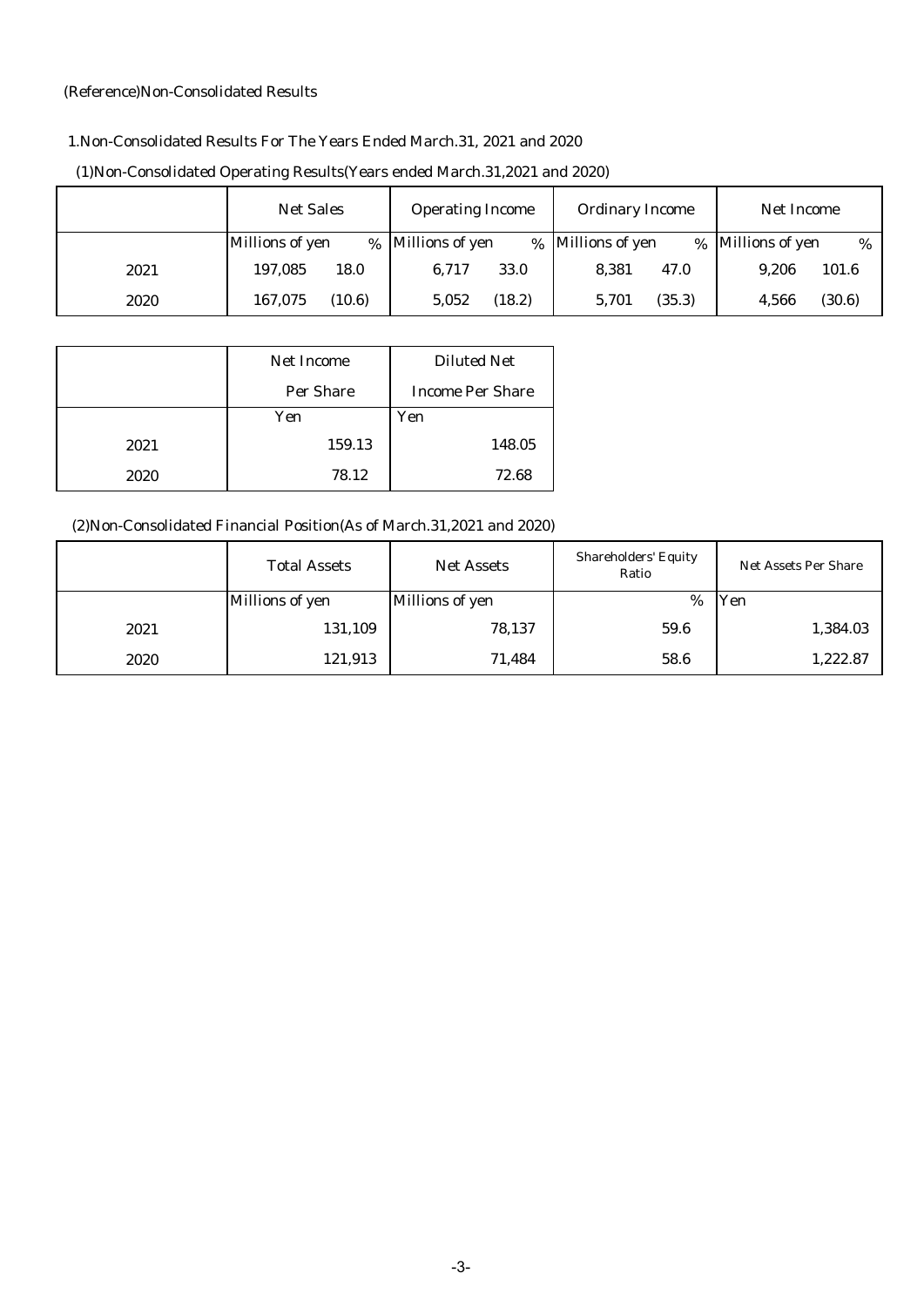(Reference)Non-Consolidated Results

1.Non-Consolidated Results For The Years Ended March.31, 2021 and 2020

(1)Non-Consolidated Operating Results(Years ended March.31,2021 and 2020)

| | Net Sales | | Operating Income | | Ordinary Income | | Net Income | |
|---|---|---|---|---|---|---|---|---|
| | Millions of yen | % | Millions of yen | % | Millions of yen | % | Millions of yen | % |
| 2021 | 197,085 | 18.0 | 6,717 | 33.0 | 8,381 | 47.0 | 9,206 | 101.6 |
| 2020 | 167,075 | (10.6) | 5,052 | (18.2) | 5,701 | (35.3) | 4,566 | (30.6) |

| | Net Income Per Share | Diluted Net Income Per Share |
|---|---|---|
| | Yen | Yen |
| 2021 | 159.13 | 148.05 |
| 2020 | 78.12 | 72.68 |

(2)Non-Consolidated Financial Position(As of March.31,2021 and 2020)

| | Total Assets | Net Assets | Shareholders' Equity Ratio | Net Assets Per Share |
|---|---|---|---|---|
| | Millions of yen | Millions of yen | % | Yen |
| 2021 | 131,109 | 78,137 | 59.6 | 1,384.03 |
| 2020 | 121,913 | 71,484 | 58.6 | 1,222.87 |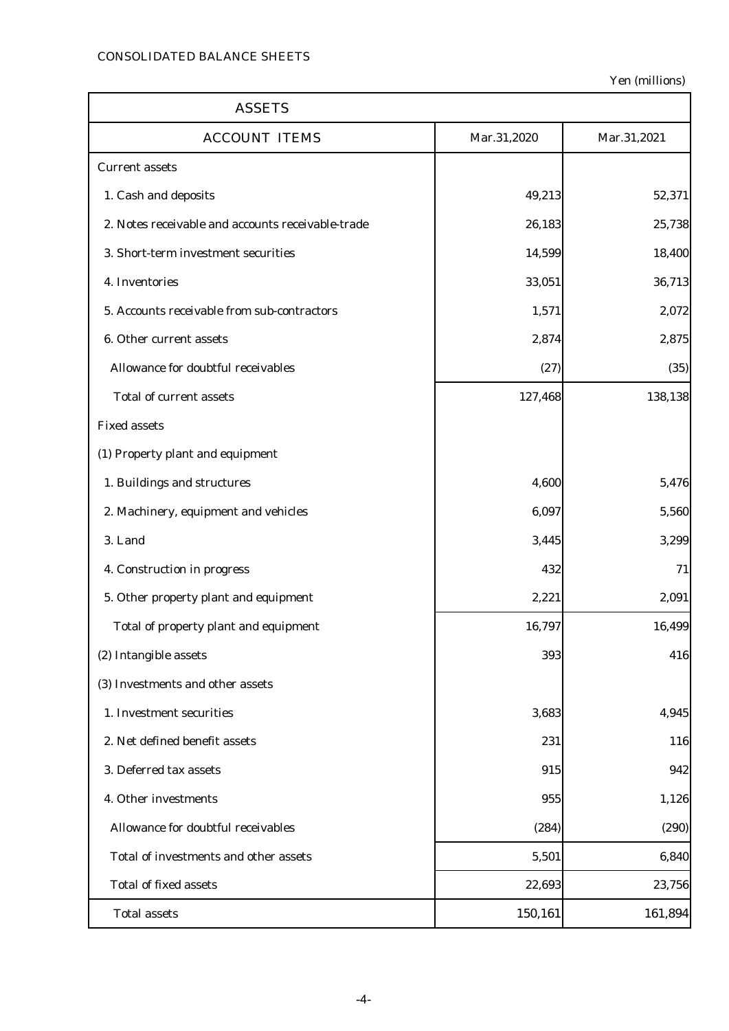CONSOLIDATED BALANCE SHEETS

Yen (millions)

| ASSETS | | |
|---|---|---|
| ACCOUNT ITEMS | Mar.31,2020 | Mar.31,2021 |
| Current assets | | |
| 1. Cash and deposits | 49,213 | 52,371 |
| 2. Notes receivable and accounts receivable-trade | 26,183 | 25,738 |
| 3. Short-term investment securities | 14,599 | 18,400 |
| 4. Inventories | 33,051 | 36,713 |
| 5. Accounts receivable from sub-contractors | 1,571 | 2,072 |
| 6. Other current assets | 2,874 | 2,875 |
| Allowance for doubtful receivables | (27) | (35) |
| Total of current assets | 127,468 | 138,138 |
| Fixed assets | | |
| (1) Property plant and equipment | | |
| 1. Buildings and structures | 4,600 | 5,476 |
| 2. Machinery, equipment and vehicles | 6,097 | 5,560 |
| 3. Land | 3,445 | 3,299 |
| 4. Construction in progress | 432 | 71 |
| 5. Other property plant and equipment | 2,221 | 2,091 |
| Total of property plant and equipment | 16,797 | 16,499 |
| (2) Intangible assets | 393 | 416 |
| (3) Investments and other assets | | |
| 1. Investment securities | 3,683 | 4,945 |
| 2. Net defined benefit assets | 231 | 116 |
| 3. Deferred tax assets | 915 | 942 |
| 4. Other investments | 955 | 1,126 |
| Allowance for doubtful receivables | (284) | (290) |
| Total of investments and other assets | 5,501 | 6,840 |
| Total of fixed assets | 22,693 | 23,756 |
| Total assets | 150,161 | 161,894 |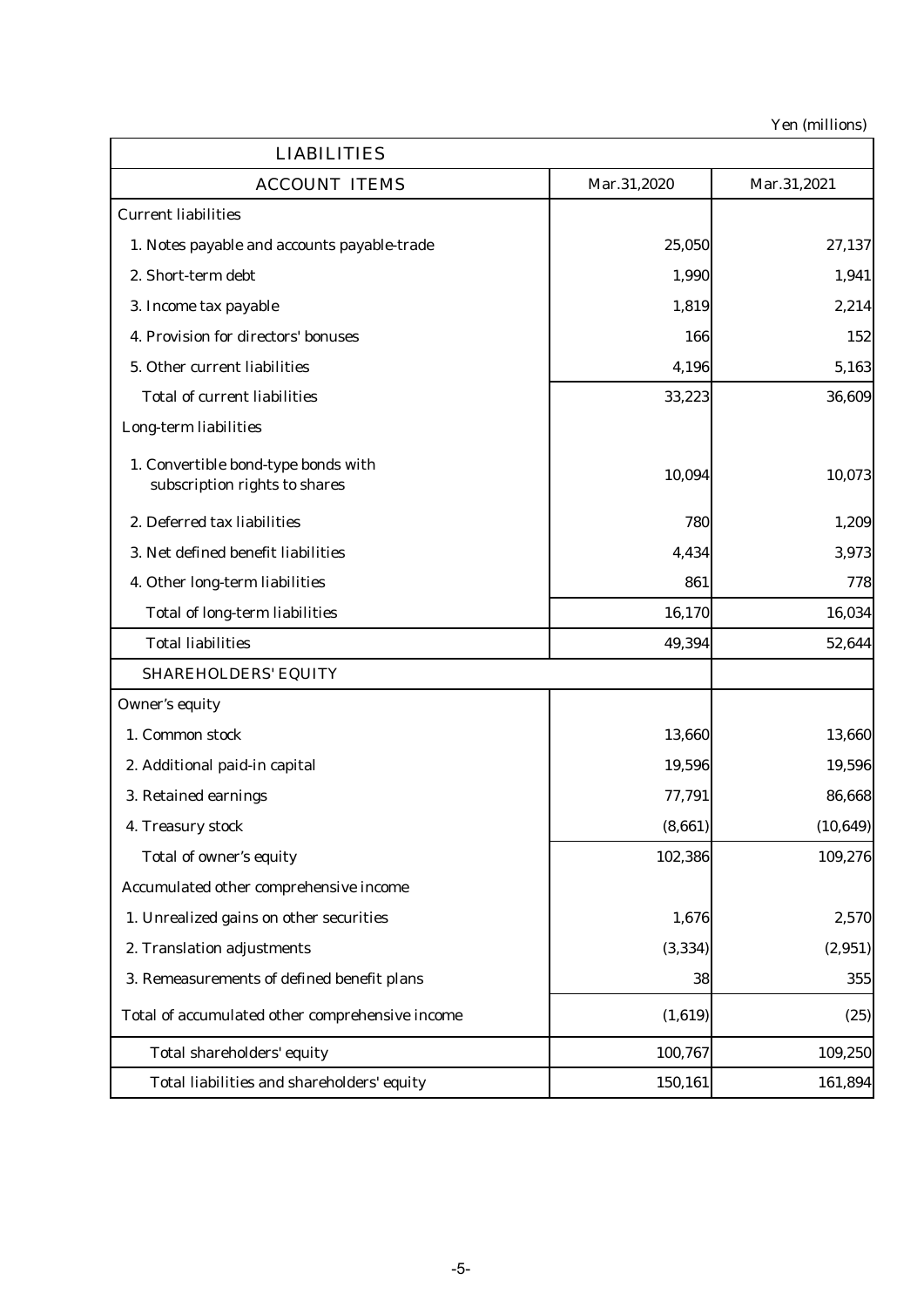Yen (millions)

| LIABILITIES | | |
|---|---|---|
| ACCOUNT ITEMS | Mar.31,2020 | Mar.31,2021 |
| Current liabilities | | |
| 1. Notes payable and accounts payable-trade | 25,050 | 27,137 |
| 2. Short-term debt | 1,990 | 1,941 |
| 3. Income tax payable | 1,819 | 2,214 |
| 4. Provision for directors' bonuses | 166 | 152 |
| 5. Other current liabilities | 4,196 | 5,163 |
| Total of current liabilities | 33,223 | 36,609 |
| Long-term liabilities | | |
| 1. Convertible bond-type bonds with subscription rights to shares | 10,094 | 10,073 |
| 2. Deferred tax liabilities | 780 | 1,209 |
| 3. Net defined benefit liabilities | 4,434 | 3,973 |
| 4. Other long-term liabilities | 861 | 778 |
| Total of long-term liabilities | 16,170 | 16,034 |
| Total liabilities | 49,394 | 52,644 |
| SHAREHOLDERS' EQUITY | | |
| Owner's equity | | |
| 1. Common stock | 13,660 | 13,660 |
| 2. Additional paid-in capital | 19,596 | 19,596 |
| 3. Retained earnings | 77,791 | 86,668 |
| 4. Treasury stock | (8,661) | (10,649) |
| Total of owner's equity | 102,386 | 109,276 |
| Accumulated other comprehensive income | | |
| 1. Unrealized gains on other securities | 1,676 | 2,570 |
| 2. Translation adjustments | (3,334) | (2,951) |
| 3. Remeasurements of defined benefit plans | 38 | 355 |
| Total of accumulated other comprehensive income | (1,619) | (25) |
| Total shareholders' equity | 100,767 | 109,250 |
| Total liabilities and shareholders' equity | 150,161 | 161,894 |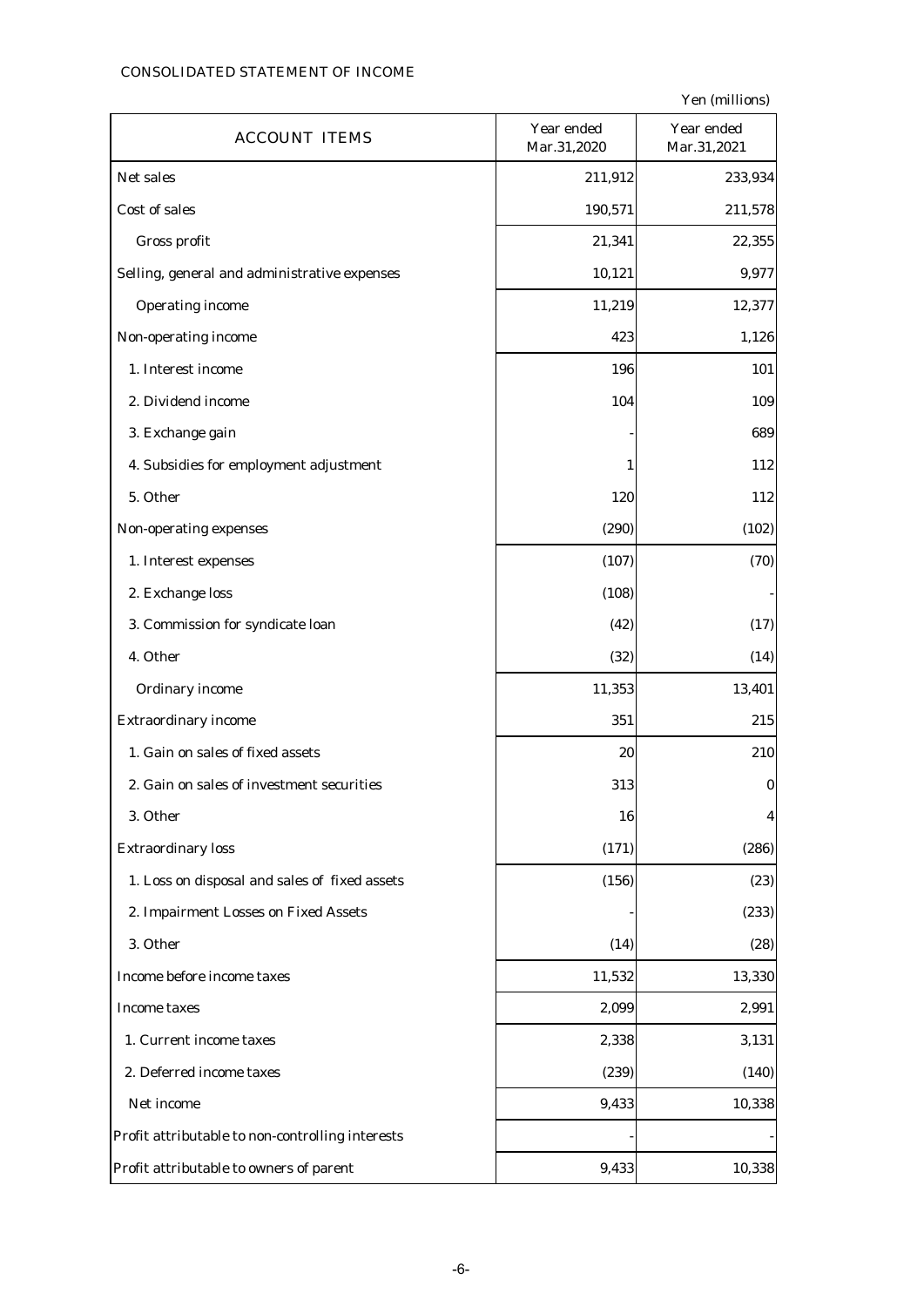CONSOLIDATED STATEMENT OF INCOME

Yen (millions)

| ACCOUNT ITEMS | Year ended Mar.31,2020 | Year ended Mar.31,2021 |
|---|---|---|
| Net sales | 211,912 | 233,934 |
| Cost of sales | 190,571 | 211,578 |
| Gross profit | 21,341 | 22,355 |
| Selling, general and administrative expenses | 10,121 | 9,977 |
| Operating income | 11,219 | 12,377 |
| Non-operating income | 423 | 1,126 |
| 1. Interest income | 196 | 101 |
| 2. Dividend income | 104 | 109 |
| 3. Exchange gain | - | 689 |
| 4. Subsidies for employment adjustment | 1 | 112 |
| 5. Other | 120 | 112 |
| Non-operating expenses | (290) | (102) |
| 1. Interest expenses | (107) | (70) |
| 2. Exchange loss | (108) | - |
| 3. Commission for syndicate loan | (42) | (17) |
| 4. Other | (32) | (14) |
| Ordinary income | 11,353 | 13,401 |
| Extraordinary income | 351 | 215 |
| 1. Gain on sales of fixed assets | 20 | 210 |
| 2. Gain on sales of investment securities | 313 | 0 |
| 3. Other | 16 | 4 |
| Extraordinary loss | (171) | (286) |
| 1. Loss on disposal and sales of fixed assets | (156) | (23) |
| 2. Impairment Losses on Fixed Assets | - | (233) |
| 3. Other | (14) | (28) |
| Income before income taxes | 11,532 | 13,330 |
| Income taxes | 2,099 | 2,991 |
| 1. Current income taxes | 2,338 | 3,131 |
| 2. Deferred income taxes | (239) | (140) |
| Net income | 9,433 | 10,338 |
| Profit attributable to non-controlling interests | - | - |
| Profit attributable to owners of parent | 9,433 | 10,338 |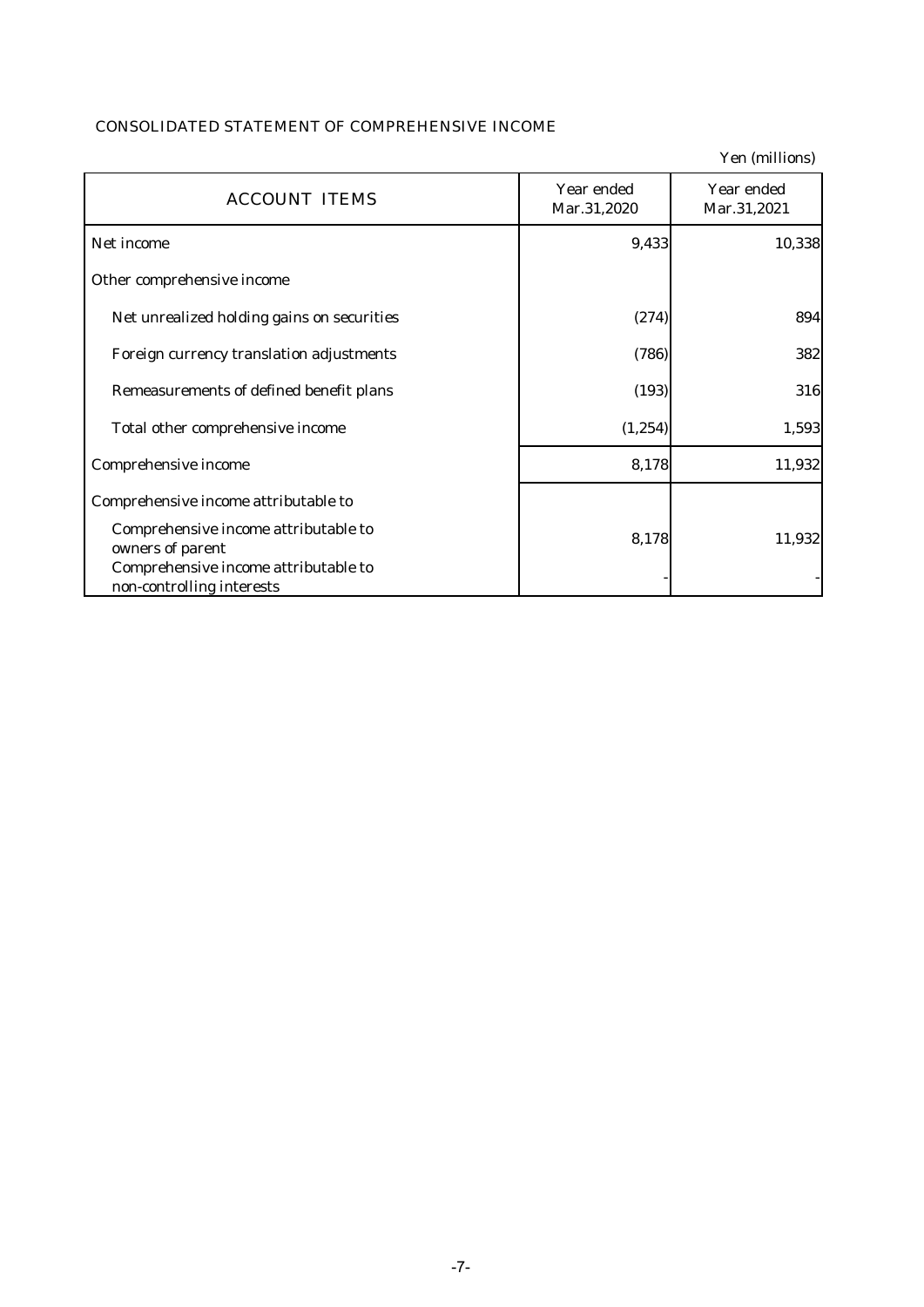## CONSOLIDATED STATEMENT OF COMPREHENSIVE INCOME

Yen (millions)

| ACCOUNT ITEMS | Year ended Mar.31,2020 | Year ended Mar.31,2021 |
|---|---|---|
| Net income | 9,433 | 10,338 |
| Other comprehensive income | | |
| Net unrealized holding gains on securities | (274) | 894 |
| Foreign currency translation adjustments | (786) | 382 |
| Remeasurements of defined benefit plans | (193) | 316 |
| Total other comprehensive income | (1,254) | 1,593 |
| Comprehensive income | 8,178 | 11,932 |
| Comprehensive income attributable to | | |
| Comprehensive income attributable to owners of parent | 8,178 | 11,932 |
| Comprehensive income attributable to non-controlling interests | - | - |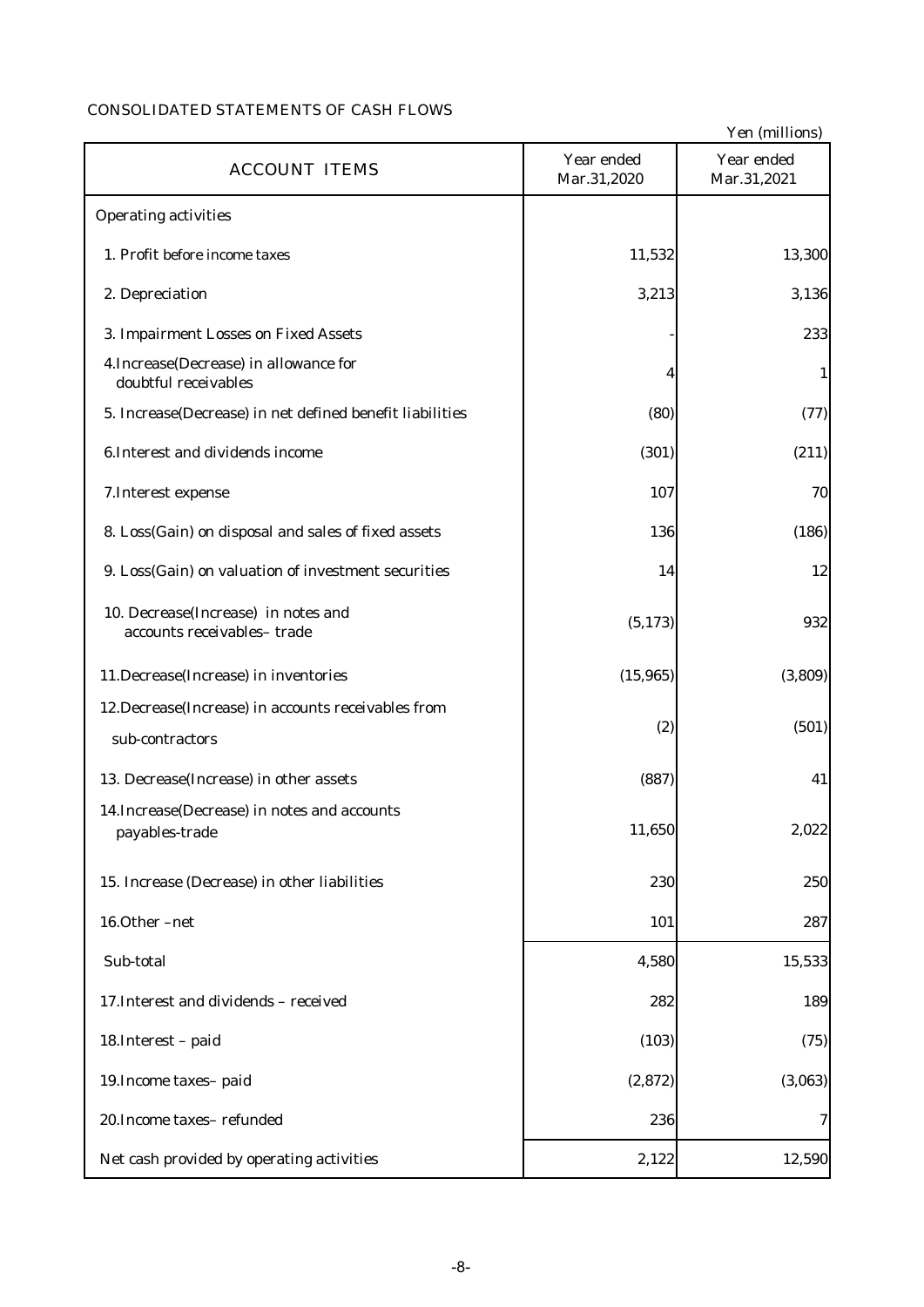## CONSOLIDATED STATEMENTS OF CASH FLOWS

Yen (millions)

| ACCOUNT ITEMS | Year ended Mar.31,2020 | Year ended Mar.31,2021 |
|---|---|---|
| Operating activities | | |
| 1. Profit before income taxes | 11,532 | 13,300 |
| 2. Depreciation | 3,213 | 3,136 |
| 3. Impairment Losses on Fixed Assets | - | 233 |
| 4.Increase(Decrease) in allowance for doubtful receivables | 4 | 1 |
| 5. Increase(Decrease) in net defined benefit liabilities | (80) | (77) |
| 6.Interest and dividends income | (301) | (211) |
| 7.Interest expense | 107 | 70 |
| 8. Loss(Gain) on disposal and sales of fixed assets | 136 | (186) |
| 9. Loss(Gain) on valuation of investment securities | 14 | 12 |
| 10. Decrease(Increase) in notes and accounts receivables– trade | (5,173) | 932 |
| 11.Decrease(Increase) in inventories | (15,965) | (3,809) |
| 12.Decrease(Increase) in accounts receivables from sub-contractors | (2) | (501) |
| 13. Decrease(Increase) in other assets | (887) | 41 |
| 14.Increase(Decrease) in notes and accounts payables-trade | 11,650 | 2,022 |
| 15. Increase (Decrease) in other liabilities | 230 | 250 |
| 16.Other –net | 101 | 287 |
| Sub-total | 4,580 | 15,533 |
| 17.Interest and dividends – received | 282 | 189 |
| 18.Interest – paid | (103) | (75) |
| 19.Income taxes– paid | (2,872) | (3,063) |
| 20.Income taxes– refunded | 236 | 7 |
| Net cash provided by operating activities | 2,122 | 12,590 |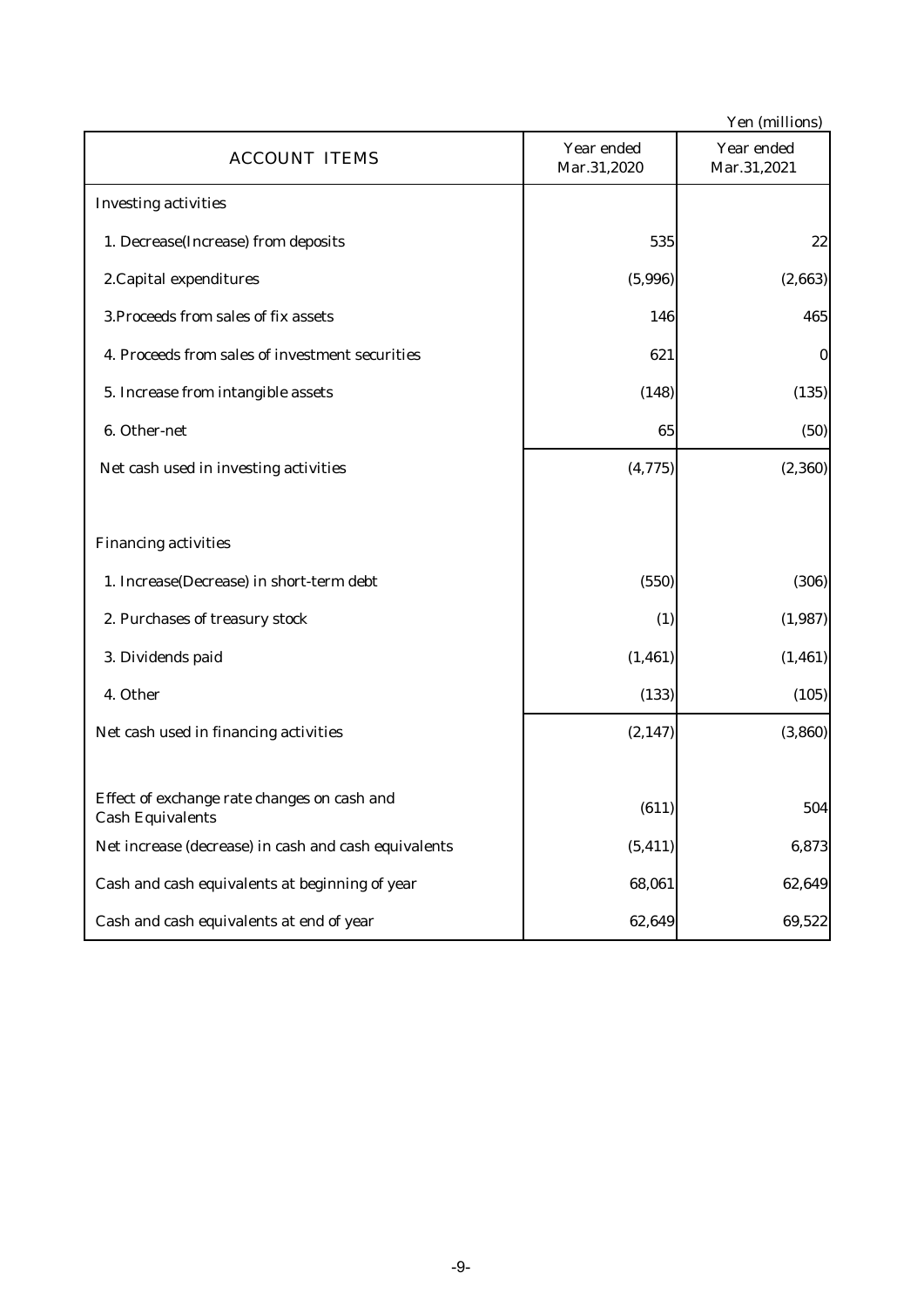Yen (millions)

| ACCOUNT ITEMS | Year ended Mar.31,2020 | Year ended Mar.31,2021 |
|---|---|---|
| Investing activities | | |
| 1. Decrease(Increase) from deposits | 535 | 22 |
| 2.Capital expenditures | (5,996) | (2,663) |
| 3.Proceeds from sales of fix assets | 146 | 465 |
| 4. Proceeds from sales of investment securities | 621 | 0 |
| 5. Increase from intangible assets | (148) | (135) |
| 6. Other-net | 65 | (50) |
| Net cash used in investing activities | (4,775) | (2,360) |
| | | |
| Financing activities | | |
| 1. Increase(Decrease) in short-term debt | (550) | (306) |
| 2. Purchases of treasury stock | (1) | (1,987) |
| 3. Dividends paid | (1,461) | (1,461) |
| 4. Other | (133) | (105) |
| Net cash used in financing activities | (2,147) | (3,860) |
| | | |
| Effect of exchange rate changes on cash and Cash Equivalents | (611) | 504 |
| Net increase (decrease) in cash and cash equivalents | (5,411) | 6,873 |
| Cash and cash equivalents at beginning of year | 68,061 | 62,649 |
| Cash and cash equivalents at end of year | 62,649 | 69,522 |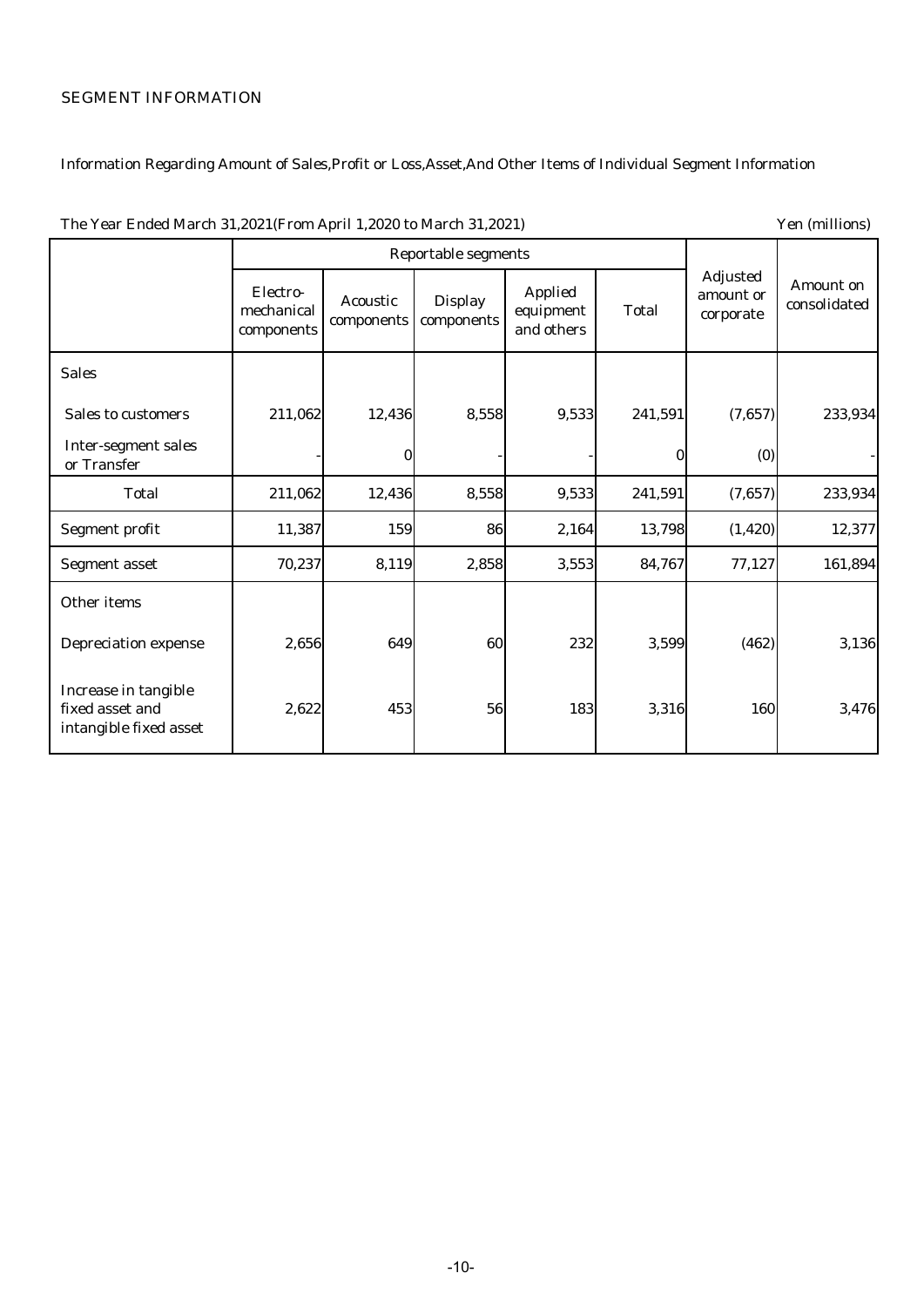## SEGMENT INFORMATION

Information Regarding Amount of Sales,Profit or Loss,Asset,And Other Items of Individual Segment Information

The Year Ended March 31,2021(From April 1,2020 to March 31,2021) Yen (millions)

| | Reportable segments | | | | | Adjusted amount or corporate | Amount on consolidated |
|---|---|---|---|---|---|---|---|
| | Electro-mechanical components | Acoustic components | Display components | Applied equipment and others | Total | | |
| Sales | | | | | | | |
| Sales to customers | 211,062 | 12,436 | 8,558 | 9,533 | 241,591 | (7,657) | 233,934 |
| Inter-segment sales or Transfer | - | 0 | - | - | 0 | (0) | - |
| Total | 211,062 | 12,436 | 8,558 | 9,533 | 241,591 | (7,657) | 233,934 |
| Segment profit | 11,387 | 159 | 86 | 2,164 | 13,798 | (1,420) | 12,377 |
| Segment asset | 70,237 | 8,119 | 2,858 | 3,553 | 84,767 | 77,127 | 161,894 |
| Other items | | | | | | | |
| Depreciation expense | 2,656 | 649 | 60 | 232 | 3,599 | (462) | 3,136 |
| Increase in tangible fixed asset and intangible fixed asset | 2,622 | 453 | 56 | 183 | 3,316 | 160 | 3,476 |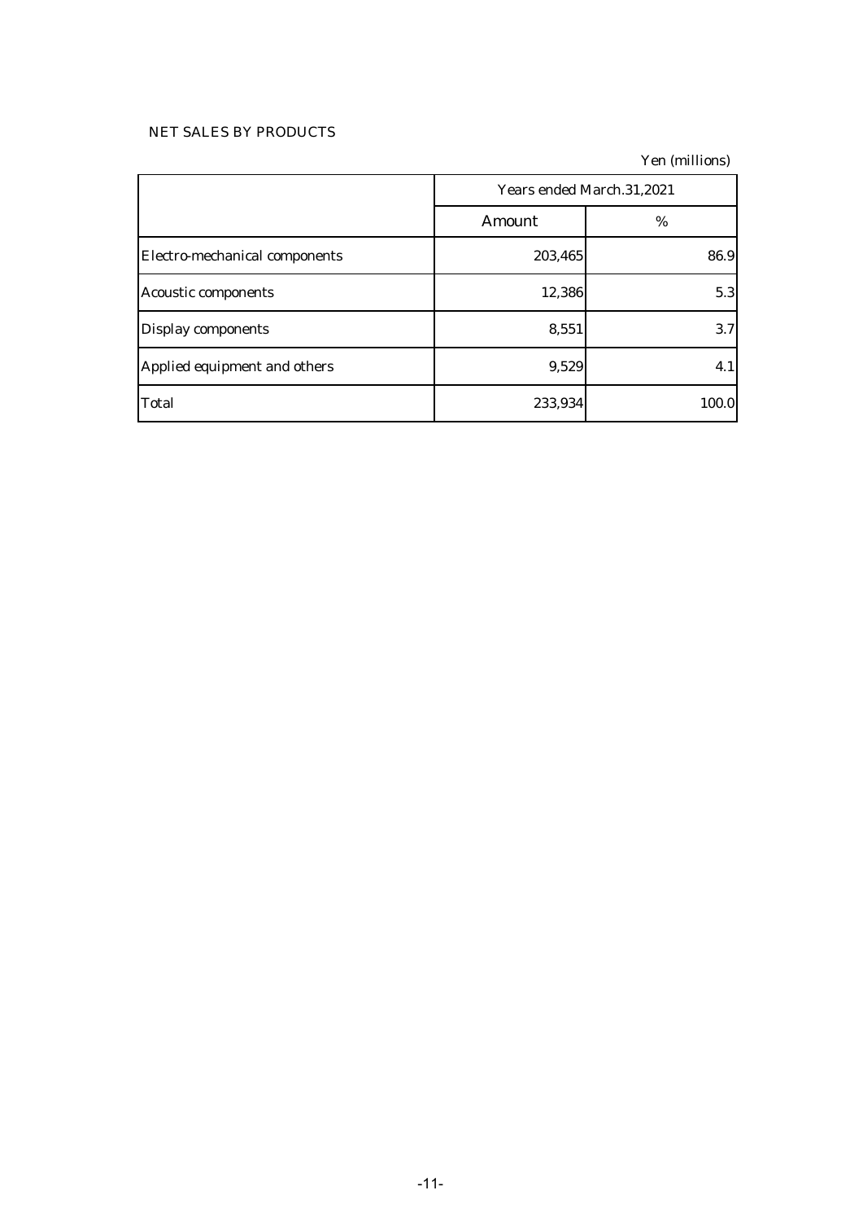## NET SALES BY PRODUCTS

Yen (millions)

| | Years ended March.31,2021 | |
|---|---|---|
| | Amount | % |
| Electro-mechanical components | 203,465 | 86.9 |
| Acoustic components | 12,386 | 5.3 |
| Display components | 8,551 | 3.7 |
| Applied equipment and others | 9,529 | 4.1 |
| Total | 233,934 | 100.0 |